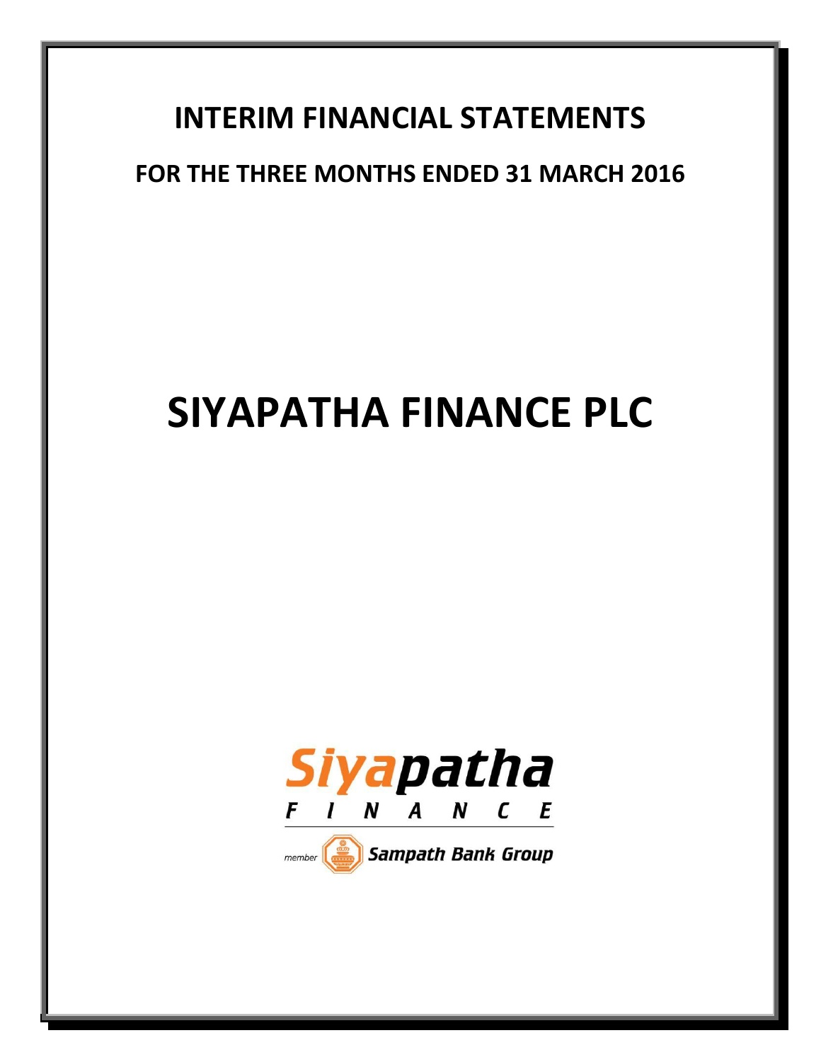# INTERIM FINANCIAL STATEMENTS

## FOR THE THREE MONTHS ENDED 31 MARCH 2016

# SIYAPATHA FINANCE PLC

Siyapatha FINANCE

member Sampath Bank Group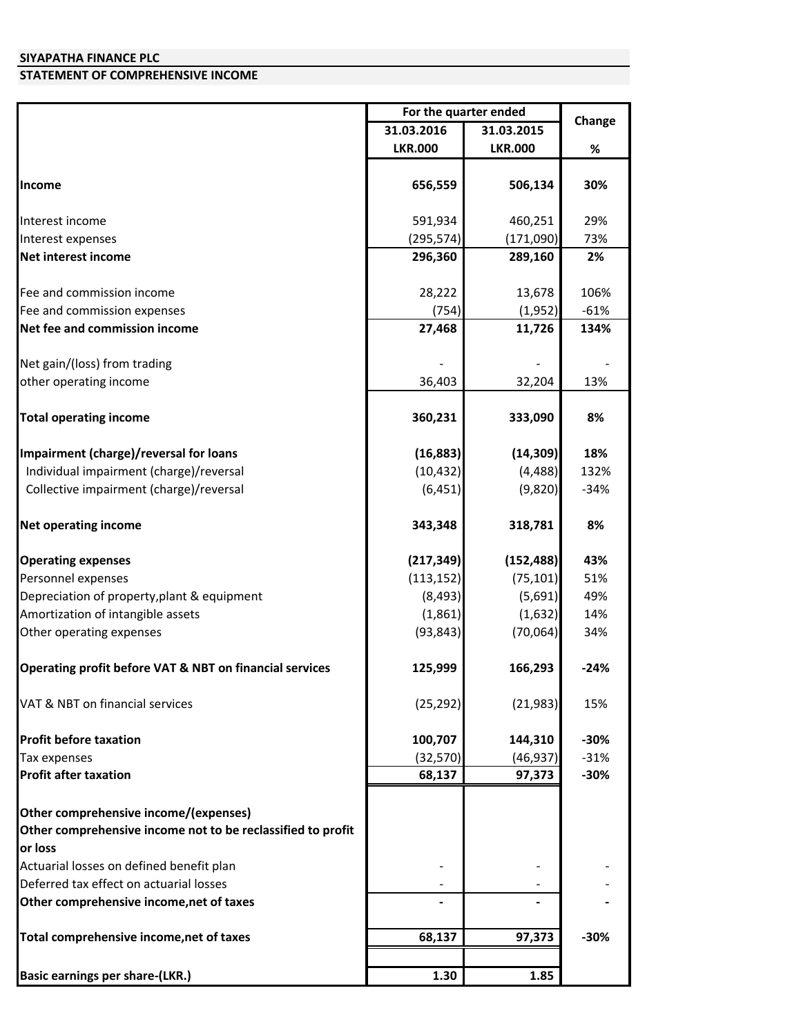**SIYAPATHA FINANCE PLC**

**STATEMENT OF COMPREHENSIVE INCOME**

| | For the quarter ended | | Change |
|---|---|---|---|
| | 31.03.2016 | 31.03.2015 | |
| | LKR.000 | LKR.000 | % |
| **Income** | **656,559** | **506,134** | **30%** |
| Interest income | 591,934 | 460,251 | 29% |
| Interest expenses | (295,574) | (171,090) | 73% |
| **Net interest income** | **296,360** | **289,160** | **2%** |
| Fee and commission income | 28,222 | 13,678 | 106% |
| Fee and commission expenses | (754) | (1,952) | -61% |
| **Net fee and commission income** | **27,468** | **11,726** | **134%** |
| Net gain/(loss) from trading | - | - | - |
| other operating income | 36,403 | 32,204 | 13% |
| **Total operating income** | **360,231** | **333,090** | **8%** |
| **Impairment (charge)/reversal for loans** | **(16,883)** | **(14,309)** | **18%** |
| Individual impairment (charge)/reversal | (10,432) | (4,488) | 132% |
| Collective impairment (charge)/reversal | (6,451) | (9,820) | -34% |
| **Net operating income** | **343,348** | **318,781** | **8%** |
| **Operating expenses** | **(217,349)** | **(152,488)** | **43%** |
| Personnel expenses | (113,152) | (75,101) | 51% |
| Depreciation of property,plant & equipment | (8,493) | (5,691) | 49% |
| Amortization of intangible assets | (1,861) | (1,632) | 14% |
| Other operating expenses | (93,843) | (70,064) | 34% |
| **Operating profit before VAT & NBT on financial services** | **125,999** | **166,293** | **-24%** |
| VAT & NBT on financial services | (25,292) | (21,983) | 15% |
| **Profit before taxation** | **100,707** | **144,310** | **-30%** |
| Tax expenses | (32,570) | (46,937) | -31% |
| **Profit after taxation** | **68,137** | **97,373** | **-30%** |
| **Other comprehensive income/(expenses)** | | | |
| **Other comprehensive income not to be reclassified to profit or loss** | | | |
| Actuarial losses on defined benefit plan | - | - | - |
| Deferred tax effect on actuarial losses | - | - | - |
| **Other comprehensive income,net of taxes** | **-** | **-** | **-** |
| **Total comprehensive income,net of taxes** | **68,137** | **97,373** | **-30%** |
| **Basic earnings per share-(LKR.)** | **1.30** | **1.85** | |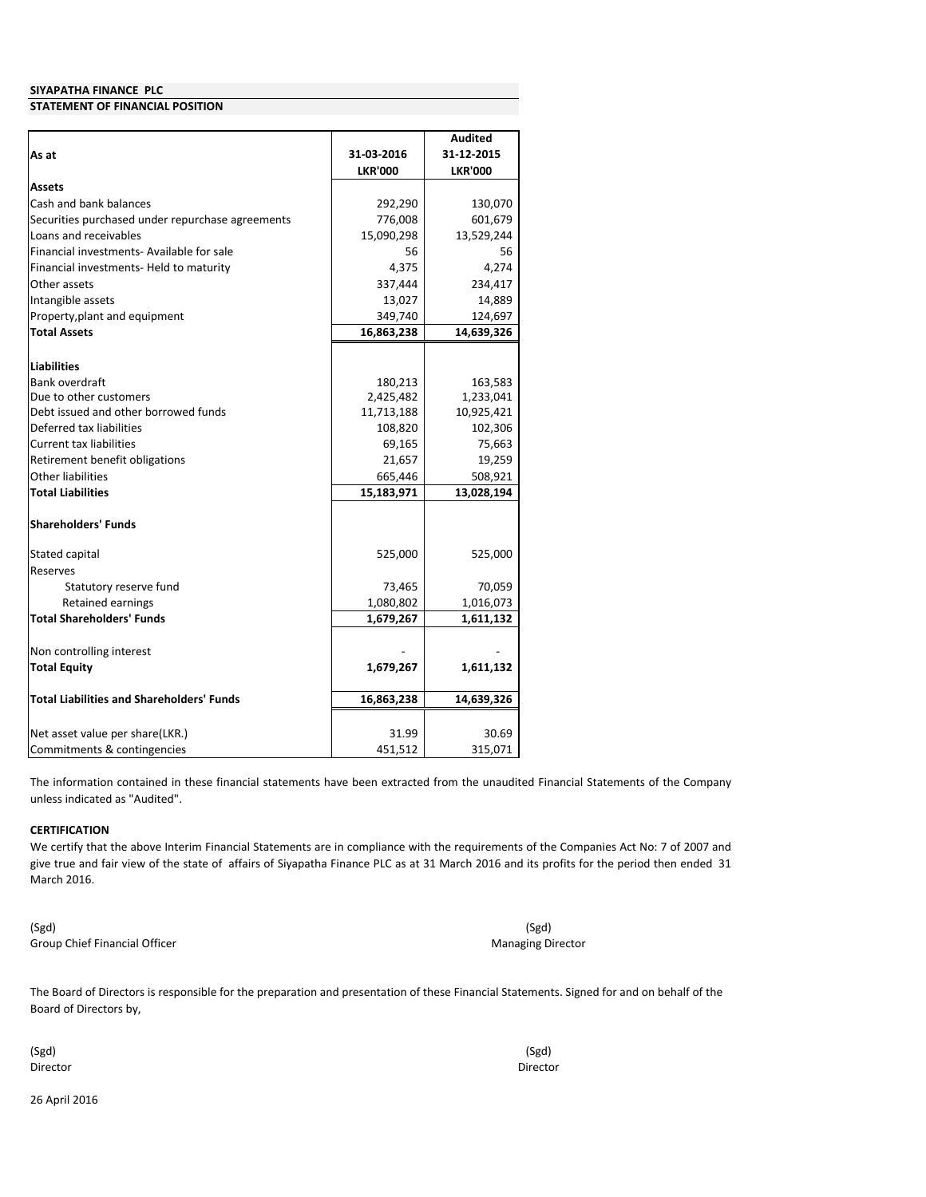**SIYAPATHA FINANCE PLC**

**STATEMENT OF FINANCIAL POSITION**

| As at | 31-03-2016<br>LKR'000 | Audited<br>31-12-2015<br>LKR'000 |
|---|---|---|
| **Assets** | | |
| Cash and bank balances | 292,290 | 130,070 |
| Securities purchased under repurchase agreements | 776,008 | 601,679 |
| Loans and receivables | 15,090,298 | 13,529,244 |
| Financial investments- Available for sale | 56 | 56 |
| Financial investments- Held to maturity | 4,375 | 4,274 |
| Other assets | 337,444 | 234,417 |
| Intangible assets | 13,027 | 14,889 |
| Property,plant and equipment | 349,740 | 124,697 |
| **Total Assets** | **16,863,238** | **14,639,326** |
| | | |
| **Liabilities** | | |
| Bank overdraft | 180,213 | 163,583 |
| Due to other customers | 2,425,482 | 1,233,041 |
| Debt issued and other borrowed funds | 11,713,188 | 10,925,421 |
| Deferred tax liabilities | 108,820 | 102,306 |
| Current tax liabilities | 69,165 | 75,663 |
| Retirement benefit obligations | 21,657 | 19,259 |
| Other liabilities | 665,446 | 508,921 |
| **Total Liabilities** | **15,183,971** | **13,028,194** |
| | | |
| **Shareholders' Funds** | | |
| | | |
| Stated capital | 525,000 | 525,000 |
| Reserves | | |
| Statutory reserve fund | 73,465 | 70,059 |
| Retained earnings | 1,080,802 | 1,016,073 |
| **Total Shareholders' Funds** | **1,679,267** | **1,611,132** |
| | | |
| Non controlling interest | - | - |
| **Total Equity** | **1,679,267** | **1,611,132** |
| | | |
| **Total Liabilities and Shareholders' Funds** | **16,863,238** | **14,639,326** |
| | | |
| Net asset value per share(LKR.) | 31.99 | 30.69 |
| Commitments & contingencies | 451,512 | 315,071 |

The information contained in these financial statements have been extracted from the unaudited Financial Statements of the Company unless indicated as "Audited".

**CERTIFICATION**

We certify that the above Interim Financial Statements are in compliance with the requirements of the Companies Act No: 7 of 2007 and give true and fair view of the state of affairs of Siyapatha Finance PLC as at 31 March 2016 and its profits for the period then ended 31 March 2016.

(Sgd)
Group Chief Financial Officer

(Sgd)
Managing Director

The Board of Directors is responsible for the preparation and presentation of these Financial Statements. Signed for and on behalf of the Board of Directors by,

(Sgd)
Director

(Sgd)
Director

26 April 2016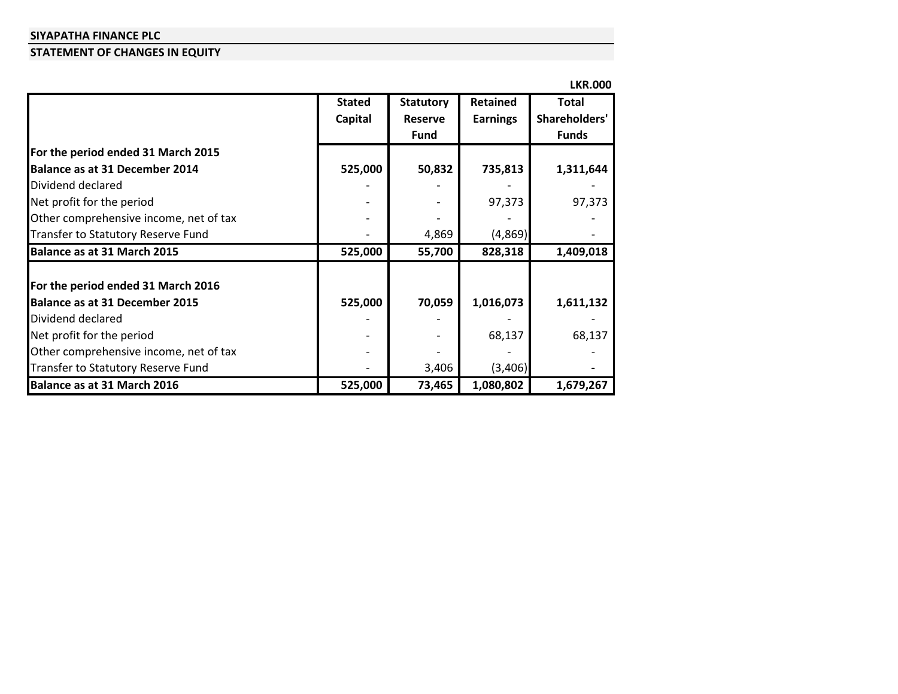**SIYAPATHA FINANCE PLC**

**STATEMENT OF CHANGES IN EQUITY**

**LKR.000**

| | Stated Capital | Statutory Reserve Fund | Retained Earnings | Total Shareholders' Funds |
|---|---|---|---|---|
| **For the period ended 31 March 2015** | | | | |
| **Balance as at 31 December 2014** | **525,000** | **50,832** | **735,813** | **1,311,644** |
| Dividend declared | - | - | - | - |
| Net profit for the period | - | - | 97,373 | 97,373 |
| Other comprehensive income, net of tax | - | - | - | - |
| Transfer to Statutory Reserve Fund | - | 4,869 | (4,869) | - |
| **Balance as at 31 March 2015** | **525,000** | **55,700** | **828,318** | **1,409,018** |
| | | | | |
| **For the period ended 31 March 2016** | | | | |
| **Balance as at 31 December 2015** | **525,000** | **70,059** | **1,016,073** | **1,611,132** |
| Dividend declared | - | - | - | - |
| Net profit for the period | - | - | 68,137 | 68,137 |
| Other comprehensive income, net of tax | - | - | - | - |
| Transfer to Statutory Reserve Fund | - | 3,406 | (3,406) | **-** |
| **Balance as at 31 March 2016** | **525,000** | **73,465** | **1,080,802** | **1,679,267** |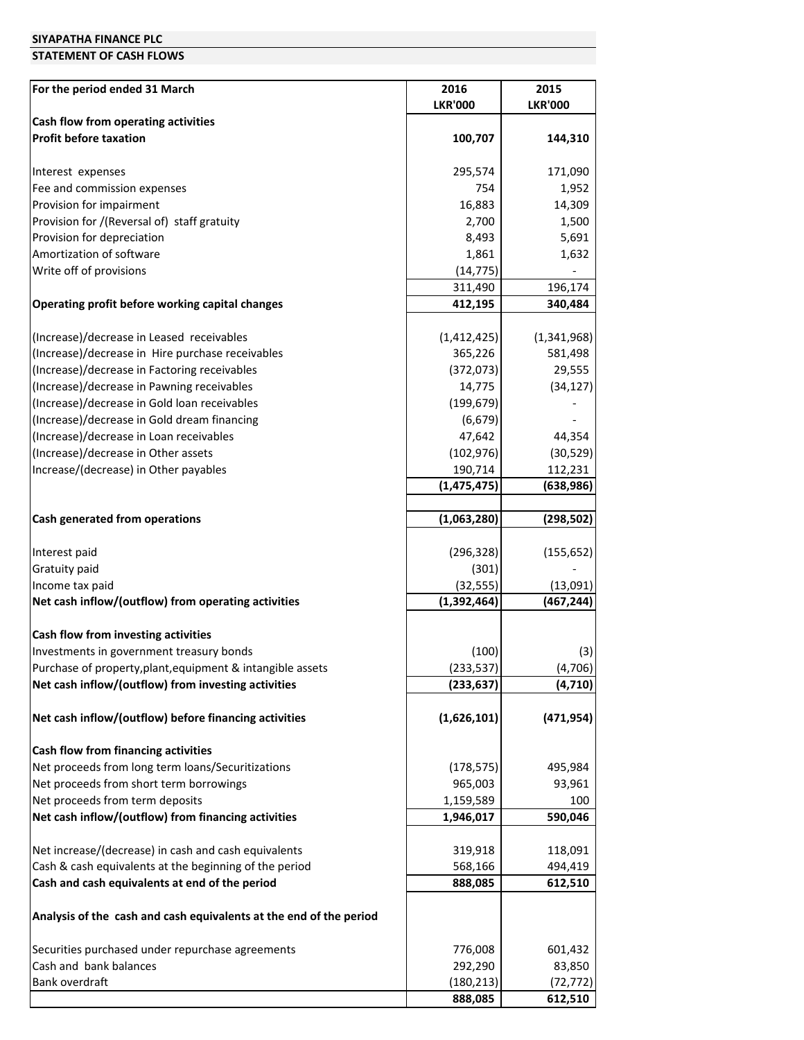**SIYAPATHA FINANCE PLC**

**STATEMENT OF CASH FLOWS**

| For the period ended 31 March | 2016<br>LKR'000 | 2015<br>LKR'000 |
|---|---|---|
| **Cash flow from operating activities** | | |
| **Profit before taxation** | **100,707** | **144,310** |
| | | |
| Interest expenses | 295,574 | 171,090 |
| Fee and commission expenses | 754 | 1,952 |
| Provision for impairment | 16,883 | 14,309 |
| Provision for /(Reversal of) staff gratuity | 2,700 | 1,500 |
| Provision for depreciation | 8,493 | 5,691 |
| Amortization of software | 1,861 | 1,632 |
| Write off of provisions | (14,775) | - |
| | 311,490 | 196,174 |
| **Operating profit before working capital changes** | **412,195** | **340,484** |
| | | |
| (Increase)/decrease in Leased receivables | (1,412,425) | (1,341,968) |
| (Increase)/decrease in Hire purchase receivables | 365,226 | 581,498 |
| (Increase)/decrease in Factoring receivables | (372,073) | 29,555 |
| (Increase)/decrease in Pawning receivables | 14,775 | (34,127) |
| (Increase)/decrease in Gold loan receivables | (199,679) | - |
| (Increase)/decrease in Gold dream financing | (6,679) | - |
| (Increase)/decrease in Loan receivables | 47,642 | 44,354 |
| (Increase)/decrease in Other assets | (102,976) | (30,529) |
| Increase/(decrease) in Other payables | 190,714 | 112,231 |
| | **(1,475,475)** | **(638,986)** |
| | | |
| **Cash generated from operations** | **(1,063,280)** | **(298,502)** |
| | | |
| Interest paid | (296,328) | (155,652) |
| Gratuity paid | (301) | - |
| Income tax paid | (32,555) | (13,091) |
| **Net cash inflow/(outflow) from operating activities** | **(1,392,464)** | **(467,244)** |
| | | |
| **Cash flow from investing activities** | | |
| Investments in government treasury bonds | (100) | (3) |
| Purchase of property,plant,equipment & intangible assets | (233,537) | (4,706) |
| **Net cash inflow/(outflow) from investing activities** | **(233,637)** | **(4,710)** |
| | | |
| **Net cash inflow/(outflow) before financing activities** | **(1,626,101)** | **(471,954)** |
| | | |
| **Cash flow from financing activities** | | |
| Net proceeds from long term loans/Securitizations | (178,575) | 495,984 |
| Net proceeds from short term borrowings | 965,003 | 93,961 |
| Net proceeds from term deposits | 1,159,589 | 100 |
| **Net cash inflow/(outflow) from financing activities** | **1,946,017** | **590,046** |
| | | |
| Net increase/(decrease) in cash and cash equivalents | 319,918 | 118,091 |
| Cash & cash equivalents at the beginning of the period | 568,166 | 494,419 |
| **Cash and cash equivalents at end of the period** | **888,085** | **612,510** |
| | | |
| **Analysis of the cash and cash equivalents at the end of the period** | | |
| | | |
| Securities purchased under repurchase agreements | 776,008 | 601,432 |
| Cash and bank balances | 292,290 | 83,850 |
| Bank overdraft | (180,213) | (72,772) |
| | **888,085** | **612,510** |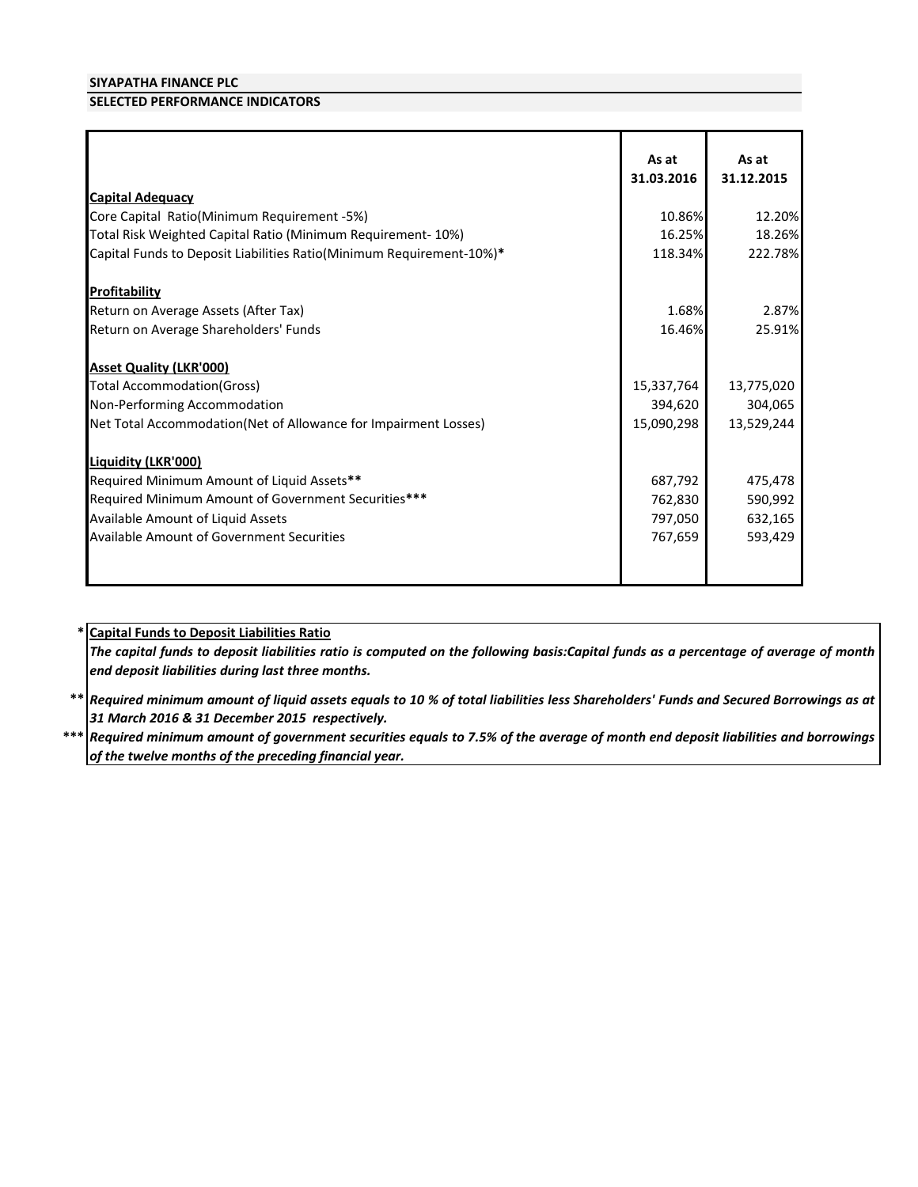**SIYAPATHA FINANCE PLC**

**SELECTED PERFORMANCE INDICATORS**

| | As at 31.03.2016 | As at 31.12.2015 |
|---|---|---|
| **Capital Adequacy** | | |
| Core Capital Ratio(Minimum Requirement -5%) | 10.86% | 12.20% |
| Total Risk Weighted Capital Ratio (Minimum Requirement- 10%) | 16.25% | 18.26% |
| Capital Funds to Deposit Liabilities Ratio(Minimum Requirement-10%)* | 118.34% | 222.78% |
| | | |
| **Profitability** | | |
| Return on Average Assets (After Tax) | 1.68% | 2.87% |
| Return on Average Shareholders' Funds | 16.46% | 25.91% |
| | | |
| **Asset Quality (LKR'000)** | | |
| Total Accommodation(Gross) | 15,337,764 | 13,775,020 |
| Non-Performing Accommodation | 394,620 | 304,065 |
| Net Total Accommodation(Net of Allowance for Impairment Losses) | 15,090,298 | 13,529,244 |
| | | |
| **Liquidity (LKR'000)** | | |
| Required Minimum Amount of Liquid Assets** | 687,792 | 475,478 |
| Required Minimum Amount of Government Securities*** | 762,830 | 590,992 |
| Available Amount of Liquid Assets | 797,050 | 632,165 |
| Available Amount of Government Securities | 767,659 | 593,429 |

\* **Capital Funds to Deposit Liabilities Ratio**

***The capital funds to deposit liabilities ratio is computed on the following basis:Capital funds as a percentage of average of month end deposit liabilities during last three months.***

\*\* ***Required minimum amount of liquid assets equals to 10 % of total liabilities less Shareholders' Funds and Secured Borrowings as at 31 March 2016 & 31 December 2015 respectively.***

\*\*\* ***Required minimum amount of government securities equals to 7.5% of the average of month end deposit liabilities and borrowings of the twelve months of the preceding financial year.***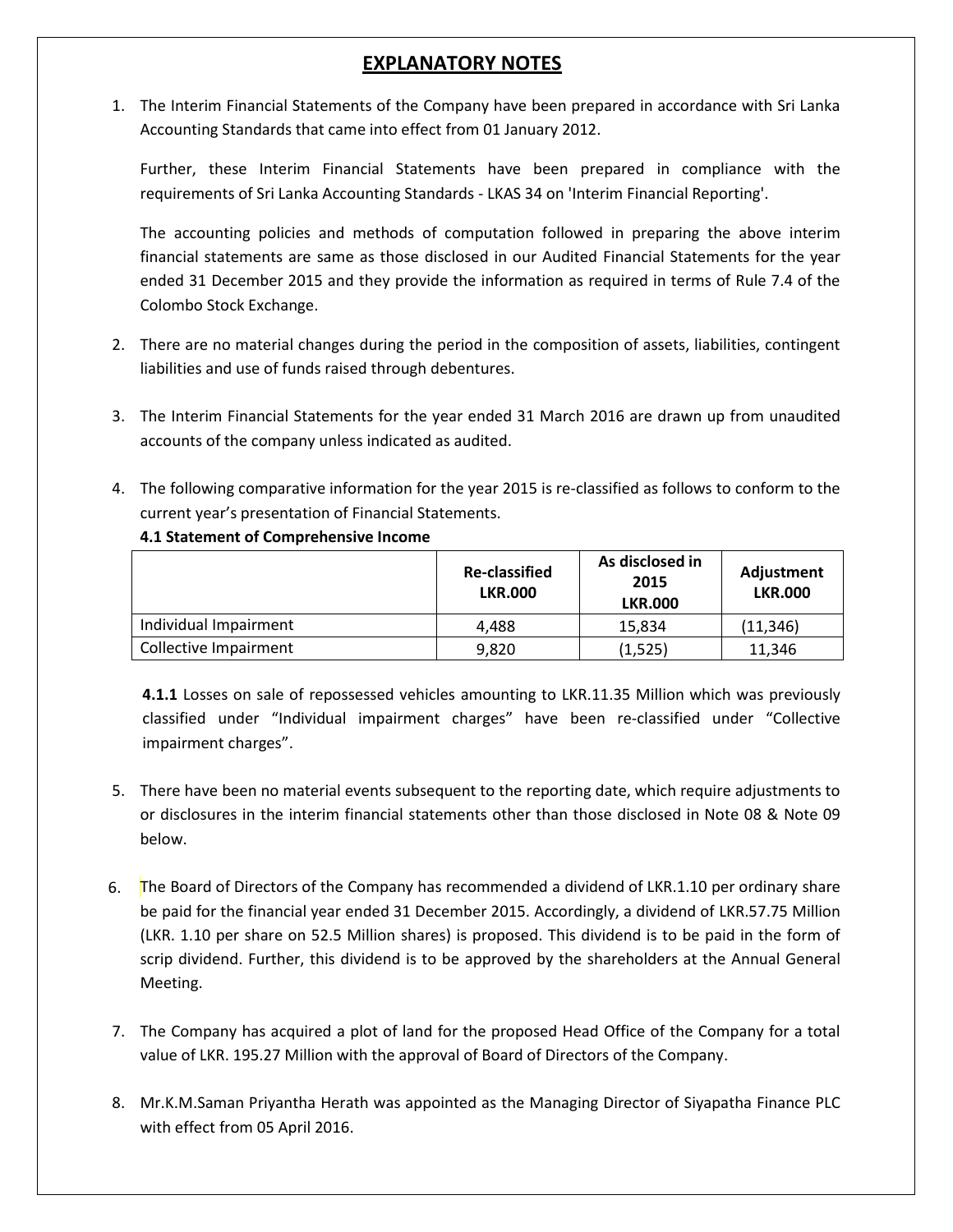# EXPLANATORY NOTES

1. The Interim Financial Statements of the Company have been prepared in accordance with Sri Lanka Accounting Standards that came into effect from 01 January 2012.

   Further, these Interim Financial Statements have been prepared in compliance with the requirements of Sri Lanka Accounting Standards - LKAS 34 on 'Interim Financial Reporting'.

   The accounting policies and methods of computation followed in preparing the above interim financial statements are same as those disclosed in our Audited Financial Statements for the year ended 31 December 2015 and they provide the information as required in terms of Rule 7.4 of the Colombo Stock Exchange.

2. There are no material changes during the period in the composition of assets, liabilities, contingent liabilities and use of funds raised through debentures.

3. The Interim Financial Statements for the year ended 31 March 2016 are drawn up from unaudited accounts of the company unless indicated as audited.

4. The following comparative information for the year 2015 is re-classified as follows to conform to the current year's presentation of Financial Statements.

   **4.1 Statement of Comprehensive Income**

| | Re-classified LKR.000 | As disclosed in 2015 LKR.000 | Adjustment LKR.000 |
|---|---|---|---|
| Individual Impairment | 4,488 | 15,834 | (11,346) |
| Collective Impairment | 9,820 | (1,525) | 11,346 |

   **4.1.1** Losses on sale of repossessed vehicles amounting to LKR.11.35 Million which was previously classified under "Individual impairment charges" have been re-classified under "Collective impairment charges".

5. There have been no material events subsequent to the reporting date, which require adjustments to or disclosures in the interim financial statements other than those disclosed in Note 08 & Note 09 below.

6. The Board of Directors of the Company has recommended a dividend of LKR.1.10 per ordinary share be paid for the financial year ended 31 December 2015. Accordingly, a dividend of LKR.57.75 Million (LKR. 1.10 per share on 52.5 Million shares) is proposed. This dividend is to be paid in the form of scrip dividend. Further, this dividend is to be approved by the shareholders at the Annual General Meeting.

7. The Company has acquired a plot of land for the proposed Head Office of the Company for a total value of LKR. 195.27 Million with the approval of Board of Directors of the Company.

8. Mr.K.M.Saman Priyantha Herath was appointed as the Managing Director of Siyapatha Finance PLC with effect from 05 April 2016.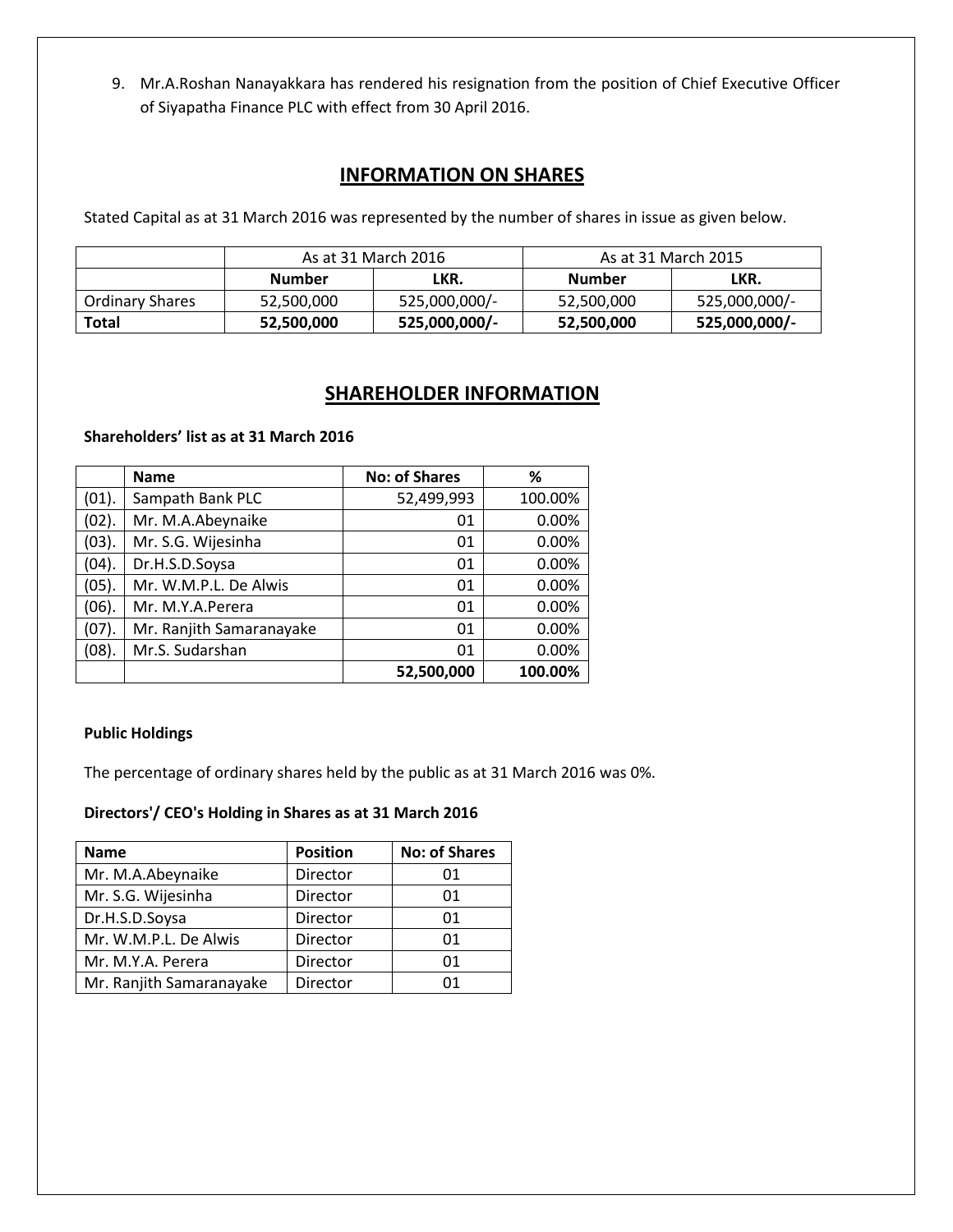9. Mr.A.Roshan Nanayakkara has rendered his resignation from the position of Chief Executive Officer of Siyapatha Finance PLC with effect from 30 April 2016.

## INFORMATION ON SHARES

Stated Capital as at 31 March 2016 was represented by the number of shares in issue as given below.

| | As at 31 March 2016 | | As at 31 March 2015 | |
|---|---|---|---|---|
| | **Number** | **LKR.** | **Number** | **LKR.** |
| Ordinary Shares | 52,500,000 | 525,000,000/- | 52,500,000 | 525,000,000/- |
| **Total** | **52,500,000** | **525,000,000/-** | **52,500,000** | **525,000,000/-** |

## SHAREHOLDER INFORMATION

**Shareholders' list as at 31 March 2016**

| | Name | No: of Shares | % |
|---|---|---|---|
| (01). | Sampath Bank PLC | 52,499,993 | 100.00% |
| (02). | Mr. M.A.Abeynaike | 01 | 0.00% |
| (03). | Mr. S.G. Wijesinha | 01 | 0.00% |
| (04). | Dr.H.S.D.Soysa | 01 | 0.00% |
| (05). | Mr. W.M.P.L. De Alwis | 01 | 0.00% |
| (06). | Mr. M.Y.A.Perera | 01 | 0.00% |
| (07). | Mr. Ranjith Samaranayake | 01 | 0.00% |
| (08). | Mr.S. Sudarshan | 01 | 0.00% |
| | | **52,500,000** | **100.00%** |

**Public Holdings**

The percentage of ordinary shares held by the public as at 31 March 2016 was 0%.

**Directors'/ CEO's Holding in Shares as at 31 March 2016**

| Name | Position | No: of Shares |
|---|---|---|
| Mr. M.A.Abeynaike | Director | 01 |
| Mr. S.G. Wijesinha | Director | 01 |
| Dr.H.S.D.Soysa | Director | 01 |
| Mr. W.M.P.L. De Alwis | Director | 01 |
| Mr. M.Y.A. Perera | Director | 01 |
| Mr. Ranjith Samaranayake | Director | 01 |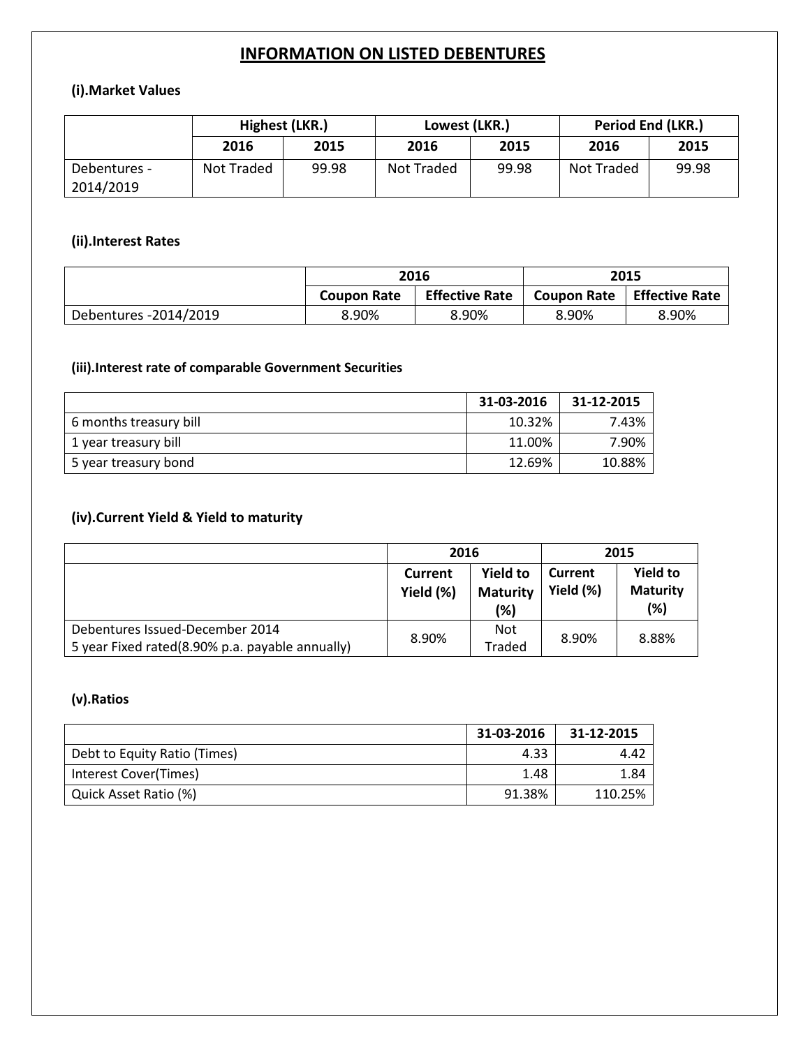# INFORMATION ON LISTED DEBENTURES

### (i).Market Values

| | Highest (LKR.) | | Lowest (LKR.) | | Period End (LKR.) | |
|---|---|---|---|---|---|---|
| | 2016 | 2015 | 2016 | 2015 | 2016 | 2015 |
| Debentures - 2014/2019 | Not Traded | 99.98 | Not Traded | 99.98 | Not Traded | 99.98 |

### (ii).Interest Rates

| | 2016 | | 2015 | |
|---|---|---|---|---|
| | Coupon Rate | Effective Rate | Coupon Rate | Effective Rate |
| Debentures -2014/2019 | 8.90% | 8.90% | 8.90% | 8.90% |

### (iii).Interest rate of comparable Government Securities

| | 31-03-2016 | 31-12-2015 |
|---|---|---|
| 6 months treasury bill | 10.32% | 7.43% |
| 1 year treasury bill | 11.00% | 7.90% |
| 5 year treasury bond | 12.69% | 10.88% |

### (iv).Current Yield & Yield to maturity

| | 2016 | | 2015 | |
|---|---|---|---|---|
| | Current Yield (%) | Yield to Maturity (%) | Current Yield (%) | Yield to Maturity (%) |
| Debentures Issued-December 2014<br>5 year Fixed rated(8.90% p.a. payable annually) | 8.90% | Not Traded | 8.90% | 8.88% |

### (v).Ratios

| | 31-03-2016 | 31-12-2015 |
|---|---|---|
| Debt to Equity Ratio (Times) | 4.33 | 4.42 |
| Interest Cover(Times) | 1.48 | 1.84 |
| Quick Asset Ratio (%) | 91.38% | 110.25% |